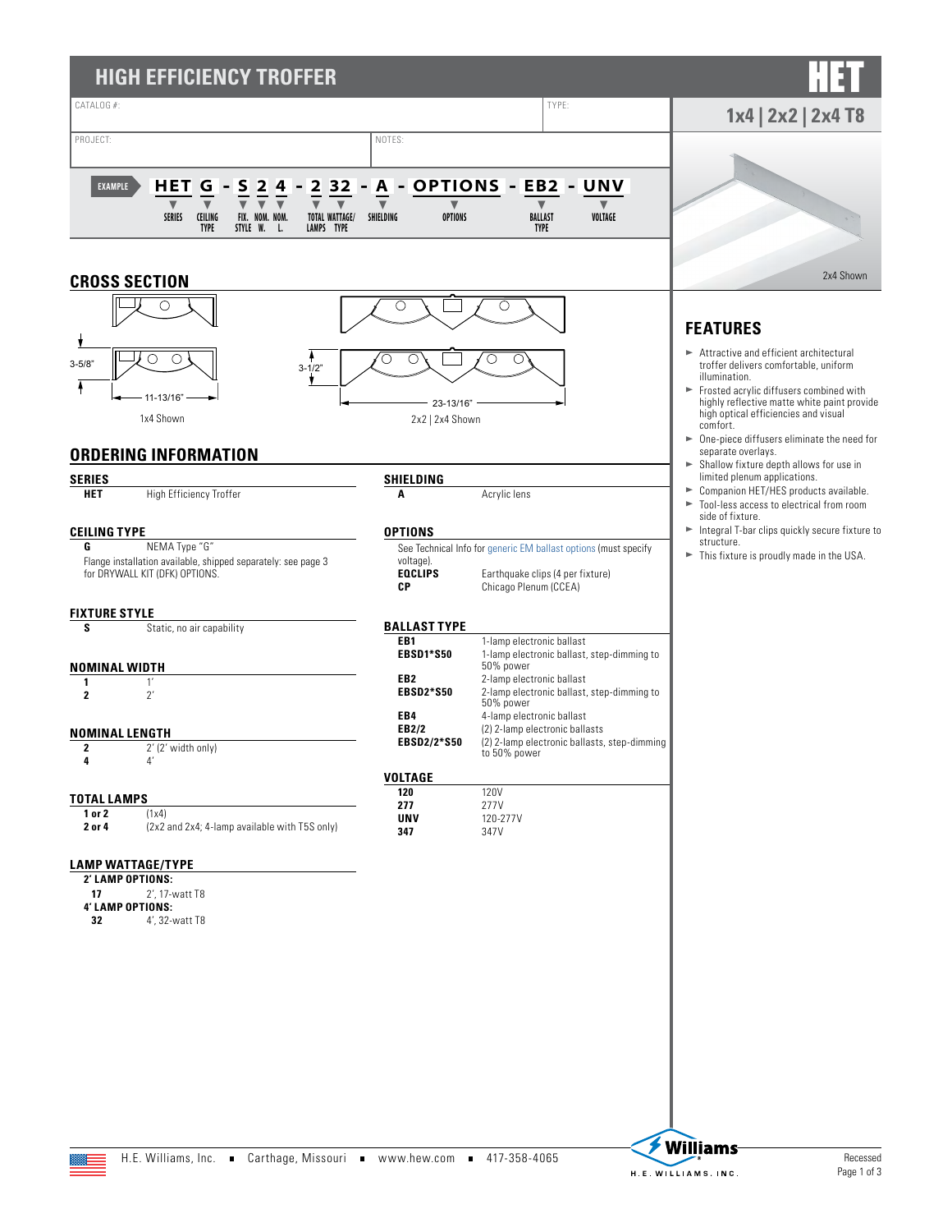# HIGH EFFICIENCY TROFFER

**HET**

**1x4 | 2x2 | 2x4 T8**

CATALOG #: | TYPE:

PROJECT: | NOTES:

**EXAMPLE** HET G - S 2 4 - 2 32 - A - OPTIONS - EB2 - UNV

| HET | G | S | 2 | 4 | 2 | 32 | A | OPTIONS | EB2 | UNV |
|---|---|---|---|---|---|---|---|---|---|---|
| SERIES | CEILING TYPE | FIX. STYLE | NOM. W. | NOM. L. | TOTAL LAMPS | WATTAGE/ TYPE | SHIELDING | OPTIONS | BALLAST TYPE | VOLTAGE |

2x4 Shown

## CROSS SECTION

3-5/8"

11-13/16"

1x4 Shown

3-1/2"

23-13/16"

2x2 | 2x4 Shown

## FEATURES

- Attractive and efficient architectural troffer delivers comfortable, uniform illumination.
- Frosted acrylic diffusers combined with highly reflective matte white paint provide high optical efficiencies and visual comfort.
- One-piece diffusers eliminate the need for separate overlays.
- Shallow fixture depth allows for use in limited plenum applications.
- Companion HET/HES products available.
- Tool-less access to electrical from room side of fixture.
- Integral T-bar clips quickly secure fixture to structure.
- This fixture is proudly made in the USA.

## ORDERING INFORMATION

### SERIES

| | |
|---|---|
| **HET** | High Efficiency Troffer |

### CEILING TYPE

| | |
|---|---|
| **G** | NEMA Type "G" |

Flange installation available, shipped separately: see page 3 for DRYWALL KIT (DFK) OPTIONS.

### FIXTURE STYLE

| | |
|---|---|
| **S** | Static, no air capability |

### NOMINAL WIDTH

| | |
|---|---|
| **1** | 1' |
| **2** | 2' |

### NOMINAL LENGTH

| | |
|---|---|
| **2** | 2' (2' width only) |
| **4** | 4' |

### TOTAL LAMPS

| | |
|---|---|
| **1 or 2** | (1x4) |
| **2 or 4** | (2x2 and 2x4; 4-lamp available with T5S only) |

### LAMP WATTAGE/TYPE

**2' LAMP OPTIONS:**

| | |
|---|---|
| **17** | 2', 17-watt T8 |

**4' LAMP OPTIONS:**

| | |
|---|---|
| **32** | 4', 32-watt T8 |

### SHIELDING

| | |
|---|---|
| **A** | Acrylic lens |

### OPTIONS

See Technical Info for generic EM ballast options (must specify voltage).

| | |
|---|---|
| **EQCLIPS** | Earthquake clips (4 per fixture) |
| **CP** | Chicago Plenum (CCEA) |

### BALLAST TYPE

| | |
|---|---|
| **EB1** | 1-lamp electronic ballast |
| **EBSD1*S50** | 1-lamp electronic ballast, step-dimming to 50% power |
| **EB2** | 2-lamp electronic ballast |
| **EBSD2*S50** | 2-lamp electronic ballast, step-dimming to 50% power |
| **EB4** | 4-lamp electronic ballast |
| **EB2/2** | (2) 2-lamp electronic ballasts |
| **EBSD2/2*S50** | (2) 2-lamp electronic ballasts, step-dimming to 50% power |

### VOLTAGE

| | |
|---|---|
| **120** | 120V |
| **277** | 277V |
| **UNV** | 120-277V |
| **347** | 347V |

H.E. Williams, Inc. ■ Carthage, Missouri ■ www.hew.com ■ 417-358-4065

Recessed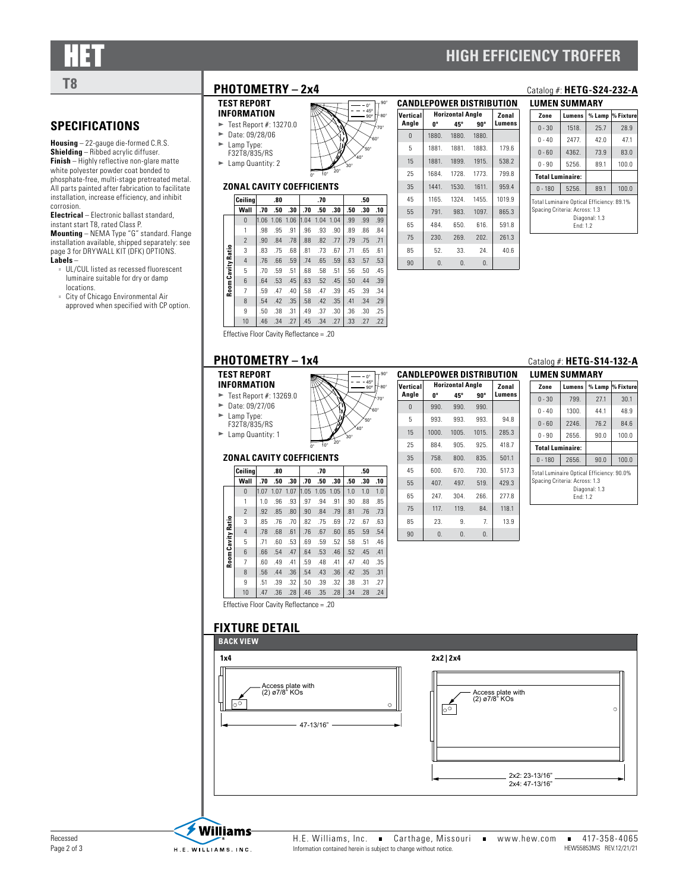# HET

# HIGH EFFICIENCY TROFFER

## T8

## SPECIFICATIONS

**Housing** – 22-gauge die-formed C.R.S.
**Shielding** – Ribbed acrylic diffuser.
**Finish** – Highly reflective non-glare matte white polyester powder coat bonded to phosphate-free, multi-stage pretreated metal. All parts painted after fabrication to facilitate installation, increase efficiency, and inhibit corrosion.
**Electrical** – Electronic ballast standard, instant start T8, rated Class P.
**Mounting** – NEMA Type "G" standard. Flange installation available, shipped separately: see page 3 for DRYWALL KIT (DFK) OPTIONS.
**Labels** –

- UL/CUL listed as recessed fluorescent luminaire suitable for dry or damp locations.
- City of Chicago Environmental Air approved when specified with CP option.

## PHOTOMETRY – 2x4

Catalog #: **HETG-S24-232-A**

### TEST REPORT INFORMATION

- Test Report #: 13270.0
- Date: 09/28/06
- Lamp Type: F32T8/835/RS
- Lamp Quantity: 2

### ZONAL CAVITY COEFFICIENTS

| Ceiling | .80 | | | .70 | | | .50 | | |
|---|---|---|---|---|---|---|---|---|---|
| **Wall** | .70 | .50 | .30 | .70 | .50 | .30 | .50 | .30 | .10 |
| **Room Cavity Ratio 0** | 1.06 | 1.06 | 1.06 | 1.04 | 1.04 | 1.04 | .99 | .99 | .99 |
| 1 | .98 | .95 | .91 | .96 | .93 | .90 | .89 | .86 | .84 |
| 2 | .90 | .84 | .78 | .88 | .82 | .77 | .79 | .75 | .71 |
| 3 | .83 | .75 | .68 | .81 | .73 | .67 | .71 | .65 | .61 |
| 4 | .76 | .66 | .59 | .74 | .65 | .59 | .63 | .57 | .53 |
| 5 | .70 | .59 | .51 | .68 | .58 | .51 | .56 | .50 | .45 |
| 6 | .64 | .53 | .45 | .63 | .52 | .45 | .50 | .44 | .39 |
| 7 | .59 | .47 | .40 | .58 | .47 | .39 | .45 | .39 | .34 |
| 8 | .54 | .42 | .35 | .58 | .42 | .35 | .41 | .34 | .29 |
| 9 | .50 | .38 | .31 | .49 | .37 | .30 | .36 | .30 | .25 |
| 10 | .46 | .34 | .27 | .45 | .34 | .27 | .33 | .27 | .22 |

Effective Floor Cavity Reflectance = .20

### CANDLEPOWER DISTRIBUTION

| Vertical Angle | Horizontal Angle 0° | 45° | 90° | Zonal Lumens |
|---|---|---|---|---|
| 0 | 1880. | 1880. | 1880. | |
| 5 | 1881. | 1881. | 1883. | 179.6 |
| 15 | 1881. | 1899. | 1915. | 538.2 |
| 25 | 1684. | 1728. | 1773. | 799.8 |
| 35 | 1441. | 1530. | 1611. | 959.4 |
| 45 | 1165. | 1324. | 1455. | 1019.9 |
| 55 | 791. | 983. | 1097. | 865.3 |
| 65 | 484. | 650. | 616. | 591.8 |
| 75 | 230. | 269. | 202. | 261.3 |
| 85 | 52. | 33. | 24. | 40.6 |
| 90 | 0. | 0. | 0. | |

### LUMEN SUMMARY

| Zone | Lumens | % Lamp | % Fixture |
|---|---|---|---|
| 0 - 30 | 1518. | 25.7 | 28.9 |
| 0 - 40 | 2477. | 42.0 | 47.1 |
| 0 - 60 | 4362. | 73.9 | 83.0 |
| 0 - 90 | 5256. | 89.1 | 100.0 |
| **Total Luminaire:** | | | |
| 0 - 180 | 5256. | 89.1 | 100.0 |

Total Luminaire Optical Efficiency: 89.1%
Spacing Criteria: Across: 1.3
Diagonal: 1.3
End: 1.2

## PHOTOMETRY – 1x4

Catalog #: **HETG-S14-132-A**

### TEST REPORT INFORMATION

- Test Report #: 13269.0
- Date: 09/27/06
- Lamp Type: F32T8/835/RS
- Lamp Quantity: 1

### ZONAL CAVITY COEFFICIENTS

| Ceiling | .80 | | | .70 | | | .50 | | |
|---|---|---|---|---|---|---|---|---|---|
| **Wall** | .70 | .50 | .30 | .70 | .50 | .30 | .50 | .30 | .10 |
| **Room Cavity Ratio 0** | 1.07 | 1.07 | 1.07 | 1.05 | 1.05 | 1.05 | 1.0 | 1.0 | 1.0 |
| 1 | 1.0 | .96 | .93 | .97 | .94 | .91 | .90 | .88 | .85 |
| 2 | .92 | .85 | .80 | .90 | .84 | .79 | .81 | .76 | .73 |
| 3 | .85 | .76 | .70 | .82 | .75 | .69 | .72 | .67 | .63 |
| 4 | .78 | .68 | .61 | .76 | .67 | .60 | .65 | .59 | .54 |
| 5 | .71 | .60 | .53 | .69 | .59 | .52 | .58 | .51 | .46 |
| 6 | .66 | .54 | .47 | .64 | .53 | .46 | .52 | .45 | .41 |
| 7 | .60 | .49 | .41 | .59 | .48 | .41 | .47 | .40 | .35 |
| 8 | .56 | .44 | .36 | .54 | .43 | .36 | .42 | .35 | .31 |
| 9 | .51 | .39 | .32 | .50 | .39 | .32 | .38 | .31 | .27 |
| 10 | .47 | .36 | .28 | .46 | .35 | .28 | .34 | .28 | .24 |

Effective Floor Cavity Reflectance = .20

### CANDLEPOWER DISTRIBUTION

| Vertical Angle | Horizontal Angle 0° | 45° | 90° | Zonal Lumens |
|---|---|---|---|---|
| 0 | 990. | 990. | 990. | |
| 5 | 993. | 993. | 993. | 94.8 |
| 15 | 1000. | 1005. | 1015. | 285.3 |
| 25 | 884. | 905. | 925. | 418.7 |
| 35 | 758. | 800. | 835. | 501.1 |
| 45 | 600. | 670. | 730. | 517.3 |
| 55 | 407. | 497. | 519. | 429.3 |
| 65 | 247. | 304. | 266. | 277.8 |
| 75 | 117. | 119. | 84. | 118.1 |
| 85 | 23. | 9. | 7. | 13.9 |
| 90 | 0. | 0. | 0. | |

### LUMEN SUMMARY

| Zone | Lumens | % Lamp | % Fixture |
|---|---|---|---|
| 0 - 30 | 799. | 27.1 | 30.1 |
| 0 - 40 | 1300. | 44.1 | 48.9 |
| 0 - 60 | 2246. | 76.2 | 84.6 |
| 0 - 90 | 2656. | 90.0 | 100.0 |
| **Total Luminaire:** | | | |
| 0 - 180 | 2656. | 90.0 | 100.0 |

Total Luminaire Optical Efficiency: 90.0%
Spacing Criteria: Across: 1.3
Diagonal: 1.3
End: 1.2

## FIXTURE DETAIL

### BACK VIEW

**1x4**

Access plate with (2) ø7/8" KOs

47-13/16"

**2x2 | 2x4**

Access plate with (2) ø7/8" KOs

2x2: 23-13/16"
2x4: 47-13/16"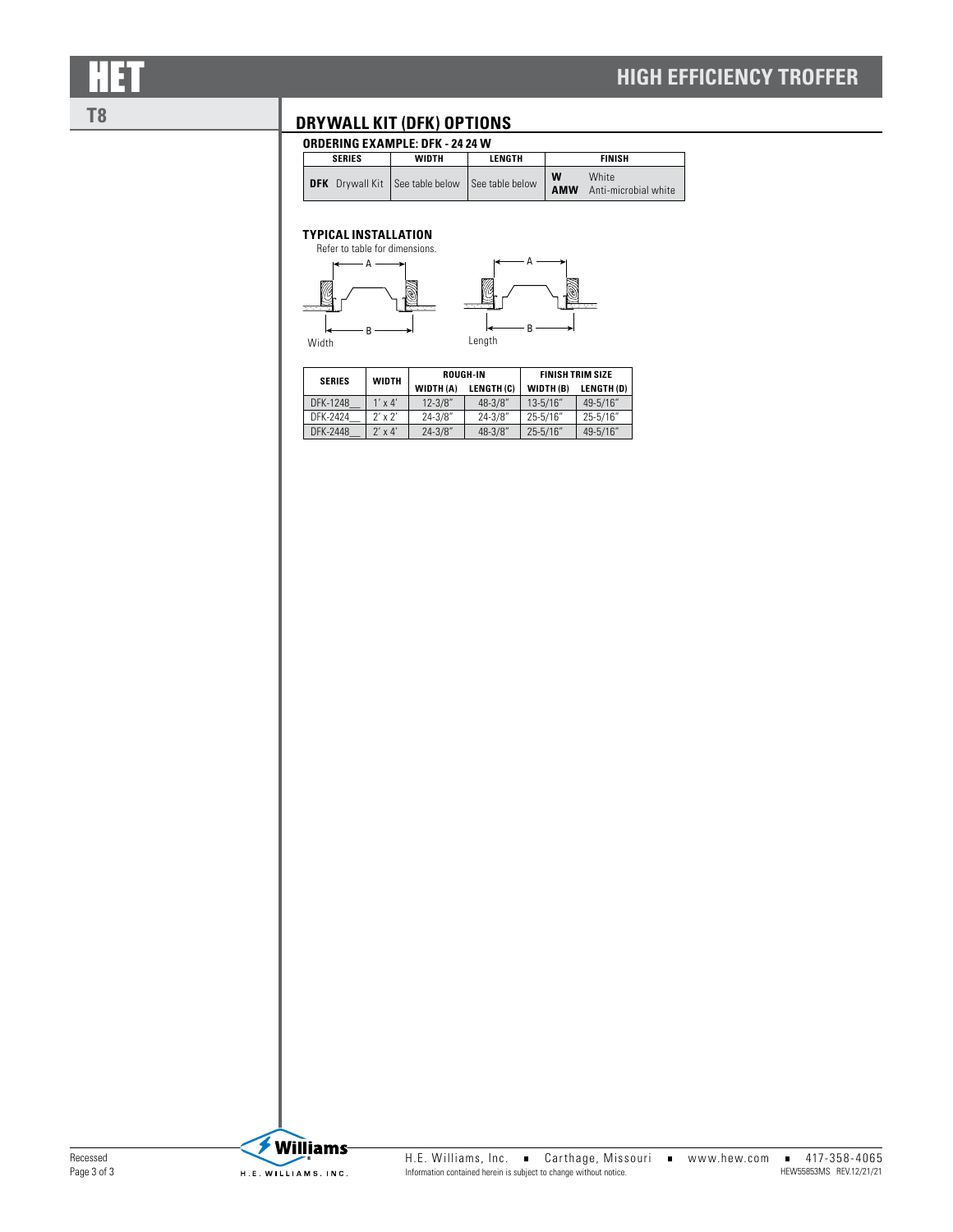# HET

# HIGH EFFICIENCY TROFFER

## T8

## DRYWALL KIT (DFK) OPTIONS

### ORDERING EXAMPLE: DFK - 24 24 W

| SERIES | WIDTH | LENGTH | FINISH |
|---|---|---|---|
| **DFK** Drywall Kit | See table below | See table below | **W** White<br>**AMW** Anti-microbial white |

### TYPICAL INSTALLATION

Refer to table for dimensions.

A

B

Width

A

B

Length

| SERIES | WIDTH | ROUGH-IN | | FINISH TRIM SIZE | |
|---|---|---|---|---|---|
| | | WIDTH (A) | LENGTH (C) | WIDTH (B) | LENGTH (D) |
| DFK-1248__ | 1′ x 4′ | 12-3/8″ | 48-3/8″ | 13-5/16″ | 49-5/16″ |
| DFK-2424__ | 2′ x 2′ | 24-3/8″ | 24-3/8″ | 25-5/16″ | 25-5/16″ |
| DFK-2448__ | 2′ x 4′ | 24-3/8″ | 48-3/8″ | 25-5/16″ | 49-5/16″ |

Recessed

H.E. Williams, Inc. ■ Carthage, Missouri ■ www.hew.com ■ 417-358-4065

Information contained herein is subject to change without notice.

HEW55853MS REV.12/21/21